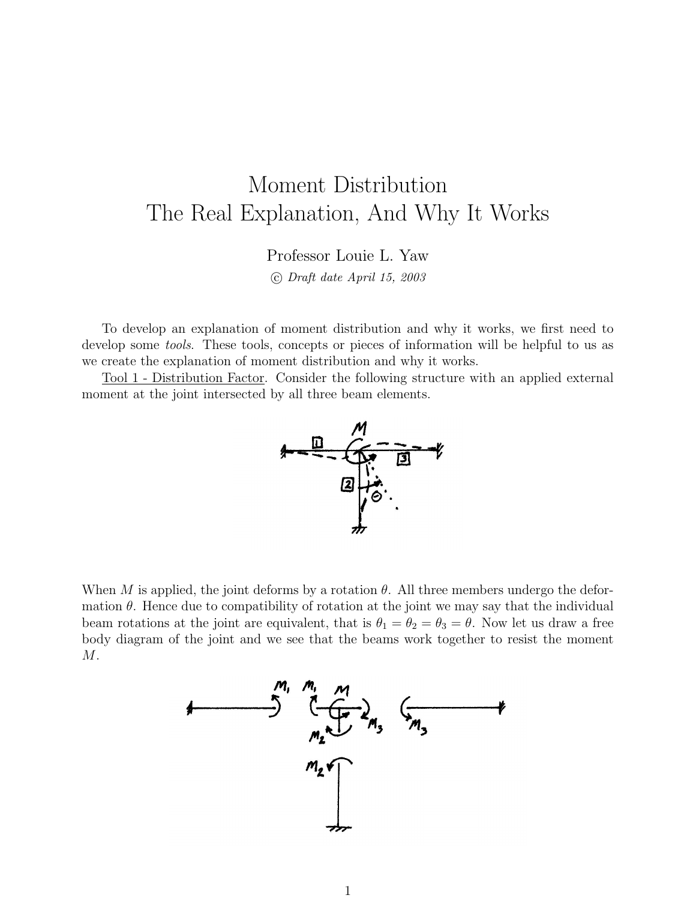# Moment Distribution
# The Real Explanation, And Why It Works

Professor Louie L. Yaw

© *Draft date April 15, 2003*

To develop an explanation of moment distribution and why it works, we first need to develop some *tools*. These tools, concepts or pieces of information will be helpful to us as we create the explanation of moment distribution and why it works.

Tool 1 - Distribution Factor. Consider the following structure with an applied external moment at the joint intersected by all three beam elements.

When $M$ is applied, the joint deforms by a rotation $\theta$. All three members undergo the deformation $\theta$. Hence due to compatibility of rotation at the joint we may say that the individual beam rotations at the joint are equivalent, that is $\theta_1 = \theta_2 = \theta_3 = \theta$. Now let us draw a free body diagram of the joint and we see that the beams work together to resist the moment $M$.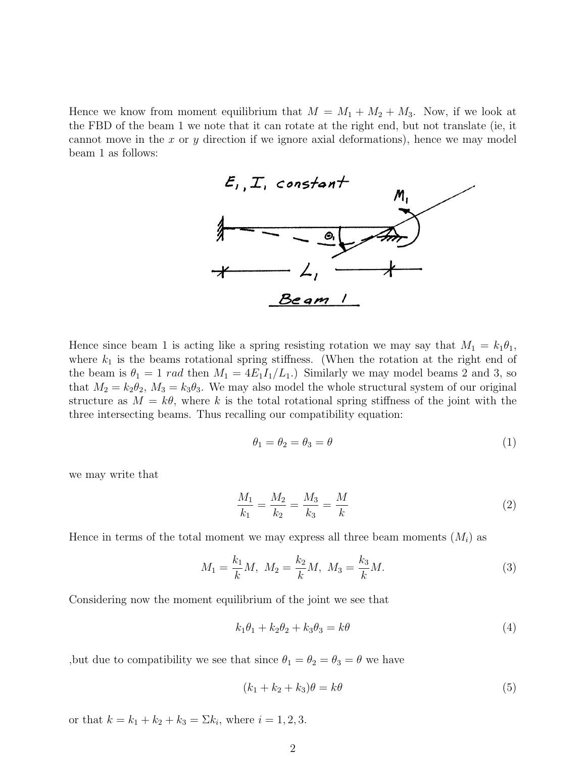Hence we know from moment equilibrium that $M = M_1 + M_2 + M_3$. Now, if we look at the FBD of the beam 1 we note that it can rotate at the right end, but not translate (ie, it cannot move in the $x$ or $y$ direction if we ignore axial deformations), hence we may model beam 1 as follows:

Hence since beam 1 is acting like a spring resisting rotation we may say that $M_1 = k_1\theta_1$, where $k_1$ is the beams rotational spring stiffness. (When the rotation at the right end of the beam is $\theta_1 = 1\ rad$ then $M_1 = 4E_1I_1/L_1$.) Similarly we may model beams 2 and 3, so that $M_2 = k_2\theta_2$, $M_3 = k_3\theta_3$. We may also model the whole structural system of our original structure as $M = k\theta$, where $k$ is the total rotational spring stiffness of the joint with the three intersecting beams. Thus recalling our compatibility equation:

$$\theta_1 = \theta_2 = \theta_3 = \theta \tag{1}$$

we may write that

$$\frac{M_1}{k_1} = \frac{M_2}{k_2} = \frac{M_3}{k_3} = \frac{M}{k} \tag{2}$$

Hence in terms of the total moment we may express all three beam moments ($M_i$) as

$$M_1 = \frac{k_1}{k}M,\ M_2 = \frac{k_2}{k}M,\ M_3 = \frac{k_3}{k}M. \tag{3}$$

Considering now the moment equilibrium of the joint we see that

$$k_1\theta_1 + k_2\theta_2 + k_3\theta_3 = k\theta \tag{4}$$

,but due to compatibility we see that since $\theta_1 = \theta_2 = \theta_3 = \theta$ we have

$$(k_1 + k_2 + k_3)\theta = k\theta \tag{5}$$

or that $k = k_1 + k_2 + k_3 = \Sigma k_i$, where $i = 1, 2, 3$.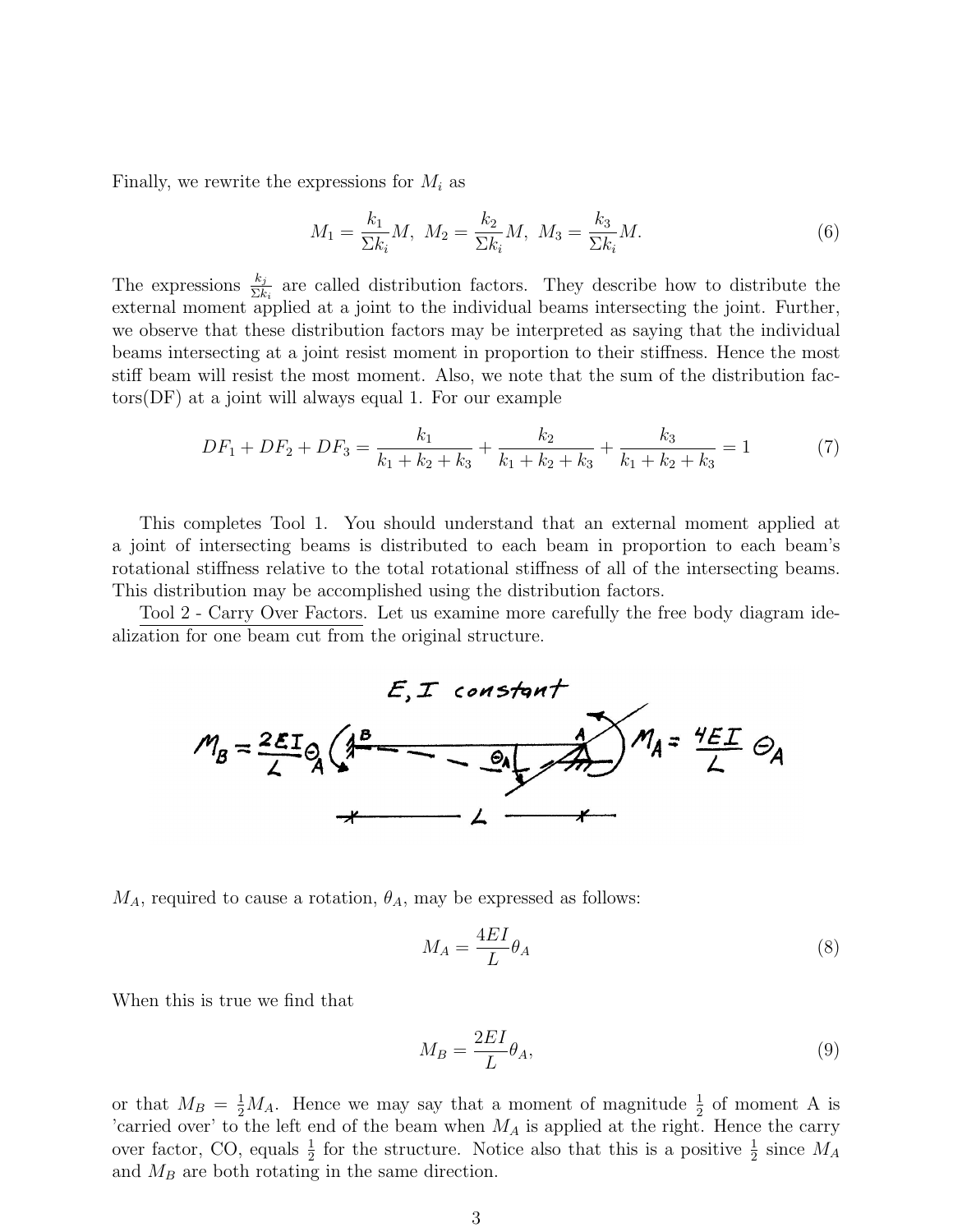Finally, we rewrite the expressions for $M_i$ as

$$M_1 = \frac{k_1}{\Sigma k_i} M, \;\; M_2 = \frac{k_2}{\Sigma k_i} M, \;\; M_3 = \frac{k_3}{\Sigma k_i} M. \tag{6}$$

The expressions $\frac{k_j}{\Sigma k_i}$ are called distribution factors. They describe how to distribute the external moment applied at a joint to the individual beams intersecting the joint. Further, we observe that these distribution factors may be interpreted as saying that the individual beams intersecting at a joint resist moment in proportion to their stiffness. Hence the most stiff beam will resist the most moment. Also, we note that the sum of the distribution factors(DF) at a joint will always equal 1. For our example

$$DF_1 + DF_2 + DF_3 = \frac{k_1}{k_1 + k_2 + k_3} + \frac{k_2}{k_1 + k_2 + k_3} + \frac{k_3}{k_1 + k_2 + k_3} = 1 \tag{7}$$

This completes Tool 1. You should understand that an external moment applied at a joint of intersecting beams is distributed to each beam in proportion to each beam's rotational stiffness relative to the total rotational stiffness of all of the intersecting beams. This distribution may be accomplished using the distribution factors.

Tool 2 - Carry Over Factors. Let us examine more carefully the free body diagram idealization for one beam cut from the original structure.

$M_A$, required to cause a rotation, $\theta_A$, may be expressed as follows:

$$M_A = \frac{4EI}{L}\theta_A \tag{8}$$

When this is true we find that

$$M_B = \frac{2EI}{L}\theta_A, \tag{9}$$

or that $M_B = \frac{1}{2}M_A$. Hence we may say that a moment of magnitude $\frac{1}{2}$ of moment A is 'carried over' to the left end of the beam when $M_A$ is applied at the right. Hence the carry over factor, CO, equals $\frac{1}{2}$ for the structure. Notice also that this is a positive $\frac{1}{2}$ since $M_A$ and $M_B$ are both rotating in the same direction.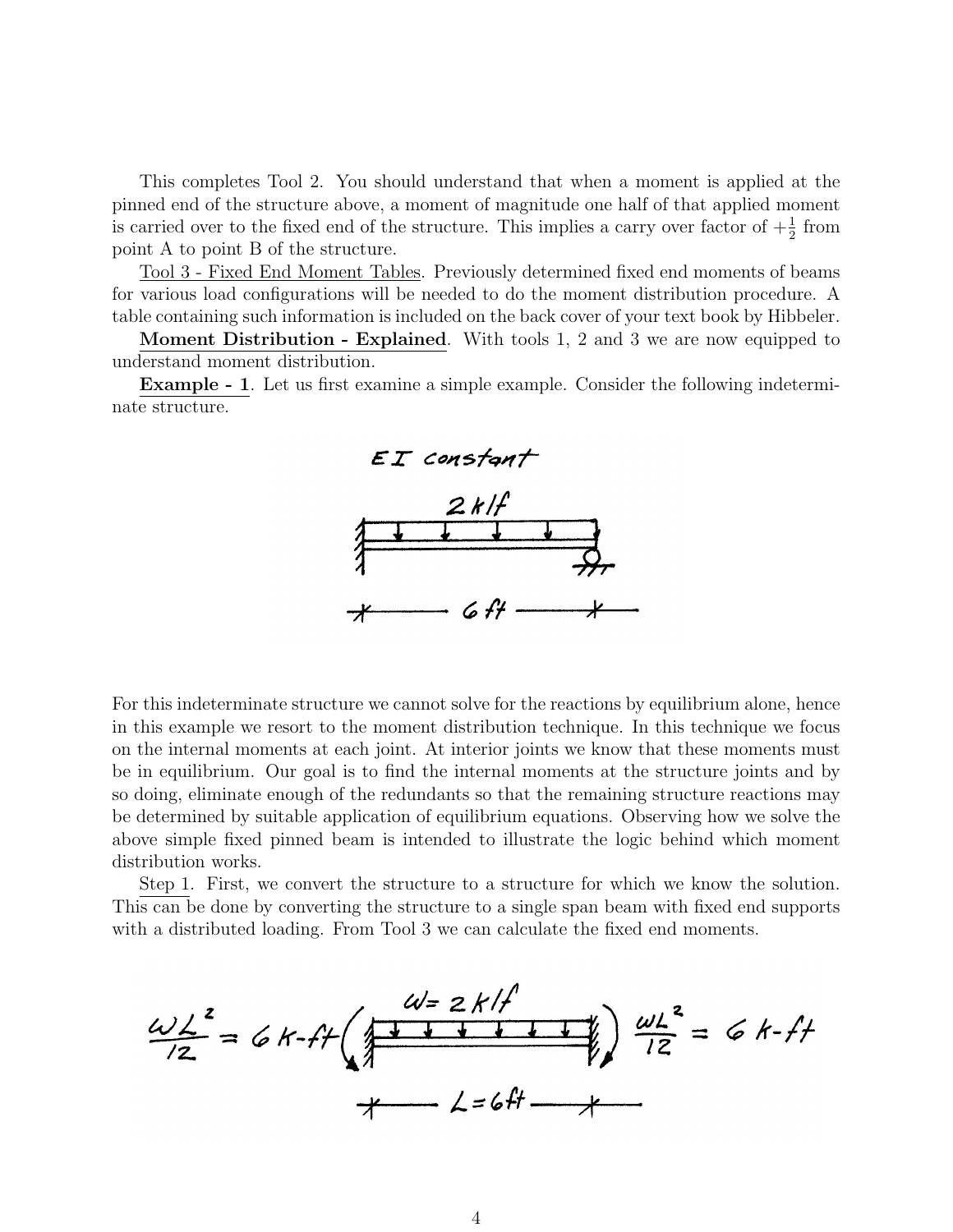This completes Tool 2. You should understand that when a moment is applied at the pinned end of the structure above, a moment of magnitude one half of that applied moment is carried over to the fixed end of the structure. This implies a carry over factor of $+\frac{1}{2}$ from point A to point B of the structure.

Tool 3 - Fixed End Moment Tables. Previously determined fixed end moments of beams for various load configurations will be needed to do the moment distribution procedure. A table containing such information is included on the back cover of your text book by Hibbeler.

**Moment Distribution - Explained**. With tools 1, 2 and 3 we are now equipped to understand moment distribution.

**Example - 1**. Let us first examine a simple example. Consider the following indeterminate structure.

For this indeterminate structure we cannot solve for the reactions by equilibrium alone, hence in this example we resort to the moment distribution technique. In this technique we focus on the internal moments at each joint. At interior joints we know that these moments must be in equilibrium. Our goal is to find the internal moments at the structure joints and by so doing, eliminate enough of the redundants so that the remaining structure reactions may be determined by suitable application of equilibrium equations. Observing how we solve the above simple fixed pinned beam is intended to illustrate the logic behind which moment distribution works.

Step 1. First, we convert the structure to a structure for which we know the solution. This can be done by converting the structure to a single span beam with fixed end supports with a distributed loading. From Tool 3 we can calculate the fixed end moments.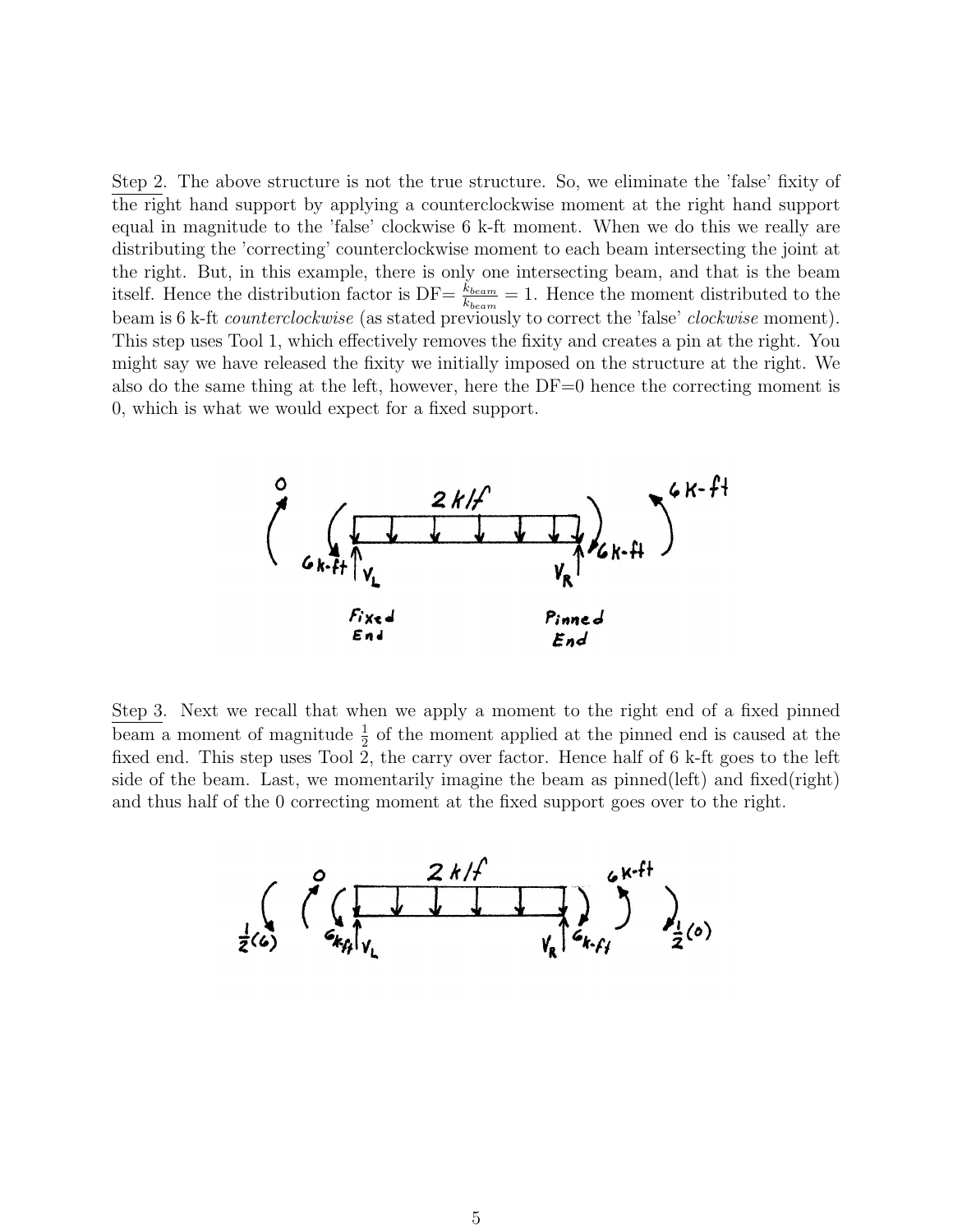Step 2. The above structure is not the true structure. So, we eliminate the 'false' fixity of the right hand support by applying a counterclockwise moment at the right hand support equal in magnitude to the 'false' clockwise 6 k-ft moment. When we do this we really are distributing the 'correcting' counterclockwise moment to each beam intersecting the joint at the right. But, in this example, there is only one intersecting beam, and that is the beam itself. Hence the distribution factor is DF= $\frac{k_{beam}}{k_{beam}} = 1$. Hence the moment distributed to the beam is 6 k-ft *counterclockwise* (as stated previously to correct the 'false' *clockwise* moment). This step uses Tool 1, which effectively removes the fixity and creates a pin at the right. You might say we have released the fixity we initially imposed on the structure at the right. We also do the same thing at the left, however, here the DF=0 hence the correcting moment is 0, which is what we would expect for a fixed support.

Step 3. Next we recall that when we apply a moment to the right end of a fixed pinned beam a moment of magnitude $\frac{1}{2}$ of the moment applied at the pinned end is caused at the fixed end. This step uses Tool 2, the carry over factor. Hence half of 6 k-ft goes to the left side of the beam. Last, we momentarily imagine the beam as pinned(left) and fixed(right) and thus half of the 0 correcting moment at the fixed support goes over to the right.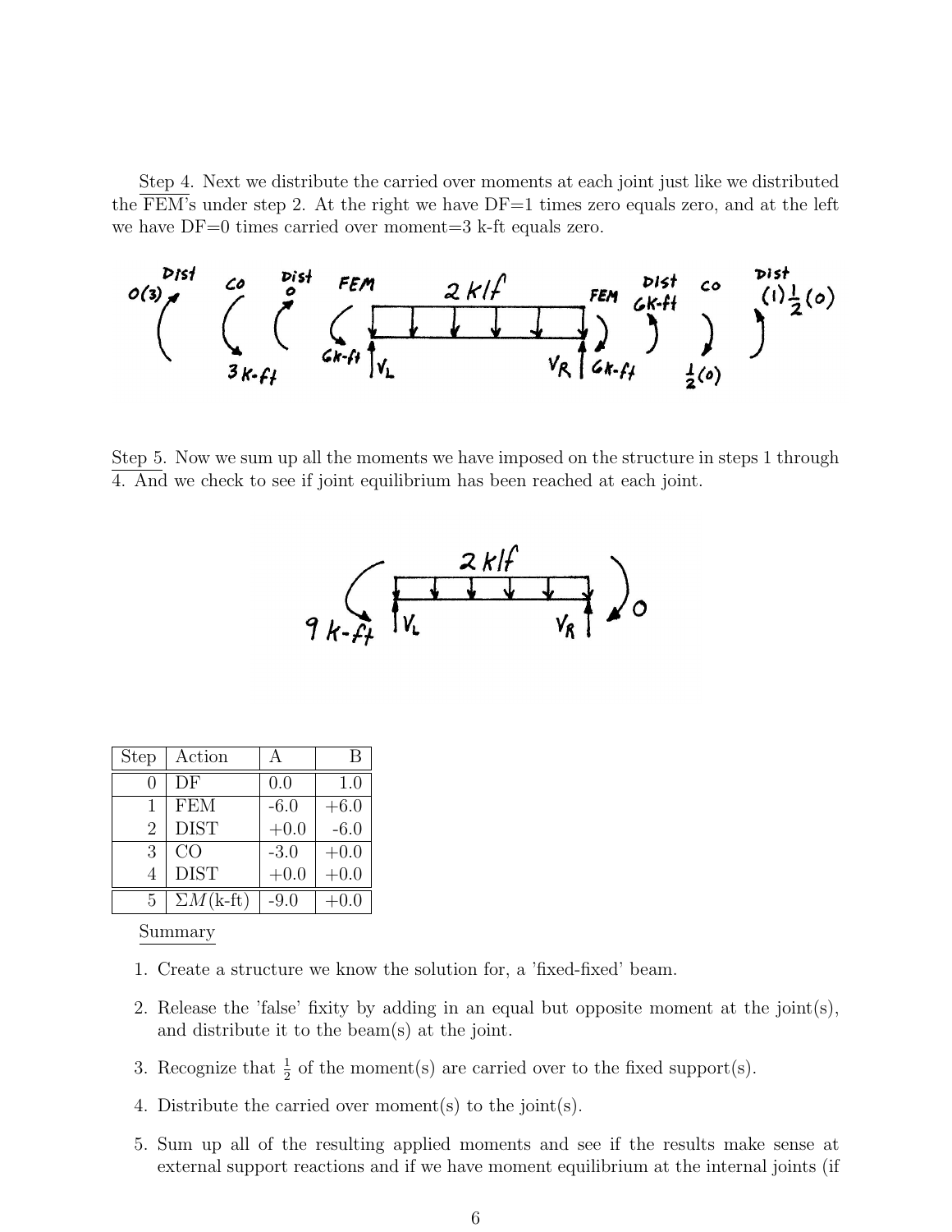Step 4. Next we distribute the carried over moments at each joint just like we distributed the FEM's under step 2. At the right we have DF=1 times zero equals zero, and at the left we have DF=0 times carried over moment=3 k-ft equals zero.

Step 5. Now we sum up all the moments we have imposed on the structure in steps 1 through 4. And we check to see if joint equilibrium has been reached at each joint.

| Step | Action | A | B |
|---|---|---|---|
| 0 | DF | 0.0 | 1.0 |
| 1 | FEM | -6.0 | +6.0 |
| 2 | DIST | +0.0 | -6.0 |
| 3 | CO | -3.0 | +0.0 |
| 4 | DIST | +0.0 | +0.0 |
| 5 | $\Sigma M$(k-ft) | -9.0 | +0.0 |

Summary

1. Create a structure we know the solution for, a 'fixed-fixed' beam.
2. Release the 'false' fixity by adding in an equal but opposite moment at the joint(s), and distribute it to the beam(s) at the joint.
3. Recognize that $\frac{1}{2}$ of the moment(s) are carried over to the fixed support(s).
4. Distribute the carried over moment(s) to the joint(s).
5. Sum up all of the resulting applied moments and see if the results make sense at external support reactions and if we have moment equilibrium at the internal joints (if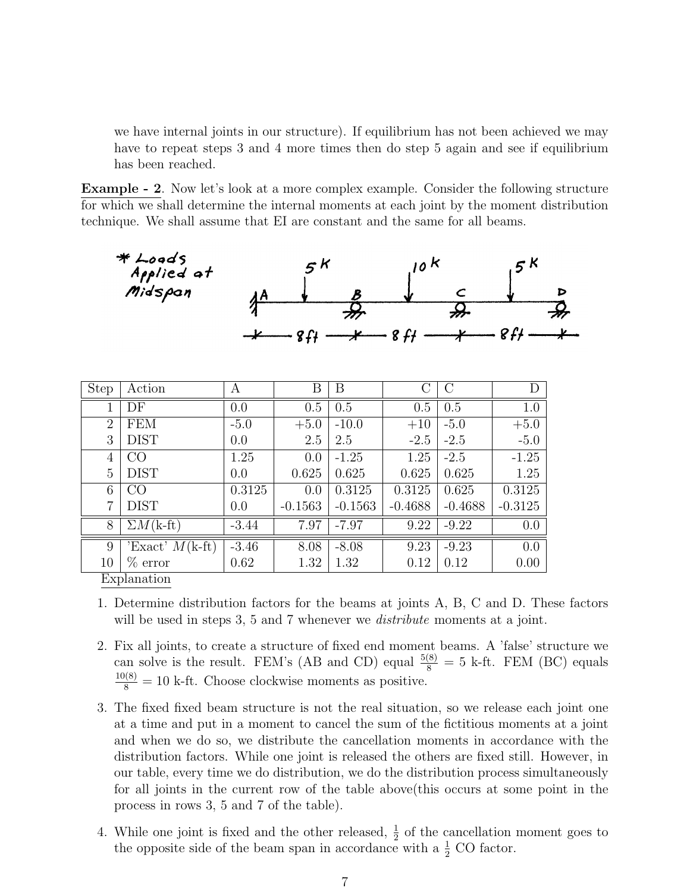we have internal joints in our structure). If equilibrium has not been achieved we may have to repeat steps 3 and 4 more times then do step 5 again and see if equilibrium has been reached.

**Example - 2**. Now let's look at a more complex example. Consider the following structure for which we shall determine the internal moments at each joint by the moment distribution technique. We shall assume that EI are constant and the same for all beams.

| Step | Action | A | B | B | C | C | D |
|---|---|---|---|---|---|---|---|
| 1 | DF | 0.0 | 0.5 | 0.5 | 0.5 | 0.5 | 1.0 |
| 2 | FEM | -5.0 | +5.0 | -10.0 | +10 | -5.0 | +5.0 |
| 3 | DIST | 0.0 | 2.5 | 2.5 | -2.5 | -2.5 | -5.0 |
| 4 | CO | 1.25 | 0.0 | -1.25 | 1.25 | -2.5 | -1.25 |
| 5 | DIST | 0.0 | 0.625 | 0.625 | 0.625 | 0.625 | 1.25 |
| 6 | CO | 0.3125 | 0.0 | 0.3125 | 0.3125 | 0.625 | 0.3125 |
| 7 | DIST | 0.0 | -0.1563 | -0.1563 | -0.4688 | -0.4688 | -0.3125 |
| 8 | $\Sigma M$(k-ft) | -3.44 | 7.97 | -7.97 | 9.22 | -9.22 | 0.0 |
| 9 | 'Exact' $M$(k-ft) | -3.46 | 8.08 | -8.08 | 9.23 | -9.23 | 0.0 |
| 10 | % error | 0.62 | 1.32 | 1.32 | 0.12 | 0.12 | 0.00 |

Explanation

1. Determine distribution factors for the beams at joints A, B, C and D. These factors will be used in steps 3, 5 and 7 whenever we *distribute* moments at a joint.

2. Fix all joints, to create a structure of fixed end moment beams. A 'false' structure we can solve is the result. FEM's (AB and CD) equal $\frac{5(8)}{8} = 5$ k-ft. FEM (BC) equals $\frac{10(8)}{8} = 10$ k-ft. Choose clockwise moments as positive.

3. The fixed fixed beam structure is not the real situation, so we release each joint one at a time and put in a moment to cancel the sum of the fictitious moments at a joint and when we do so, we distribute the cancellation moments in accordance with the distribution factors. While one joint is released the others are fixed still. However, in our table, every time we do distribution, we do the distribution process simultaneously for all joints in the current row of the table above(this occurs at some point in the process in rows 3, 5 and 7 of the table).

4. While one joint is fixed and the other released, $\frac{1}{2}$ of the cancellation moment goes to the opposite side of the beam span in accordance with a $\frac{1}{2}$ CO factor.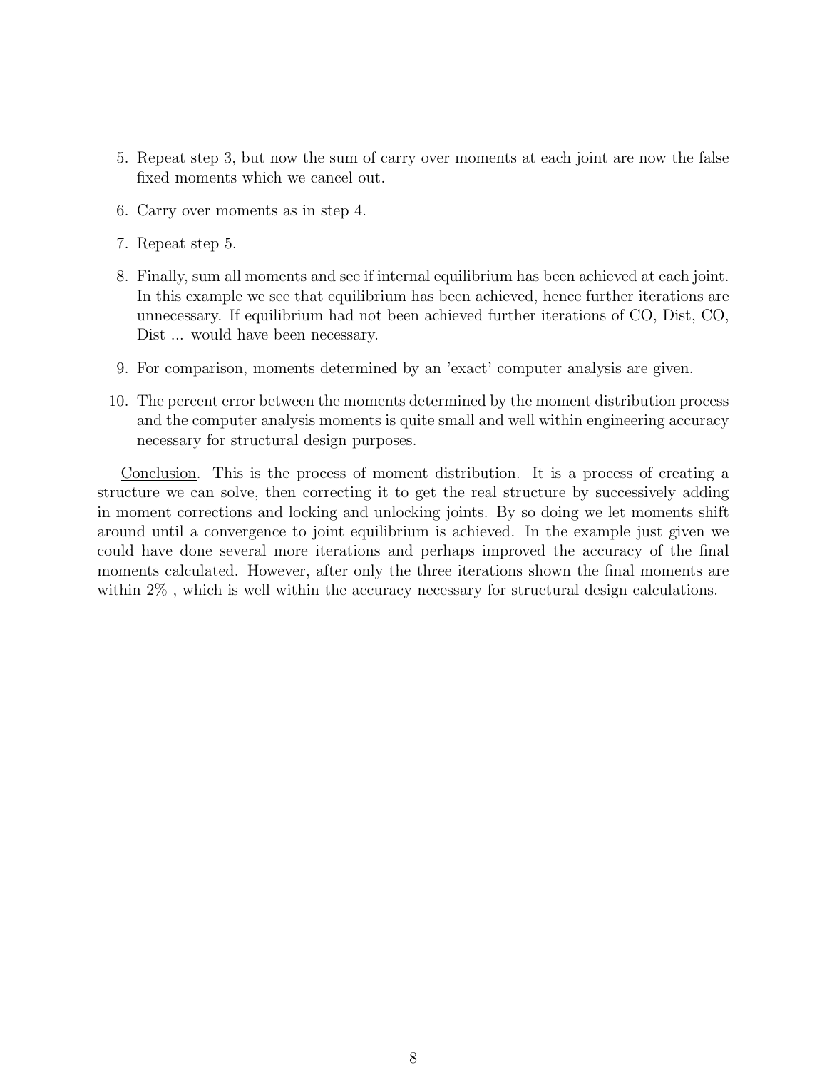5. Repeat step 3, but now the sum of carry over moments at each joint are now the false fixed moments which we cancel out.

6. Carry over moments as in step 4.

7. Repeat step 5.

8. Finally, sum all moments and see if internal equilibrium has been achieved at each joint. In this example we see that equilibrium has been achieved, hence further iterations are unnecessary. If equilibrium had not been achieved further iterations of CO, Dist, CO, Dist ... would have been necessary.

9. For comparison, moments determined by an 'exact' computer analysis are given.

10. The percent error between the moments determined by the moment distribution process and the computer analysis moments is quite small and well within engineering accuracy necessary for structural design purposes.

Conclusion. This is the process of moment distribution. It is a process of creating a structure we can solve, then correcting it to get the real structure by successively adding in moment corrections and locking and unlocking joints. By so doing we let moments shift around until a convergence to joint equilibrium is achieved. In the example just given we could have done several more iterations and perhaps improved the accuracy of the final moments calculated. However, after only the three iterations shown the final moments are within 2% , which is well within the accuracy necessary for structural design calculations.